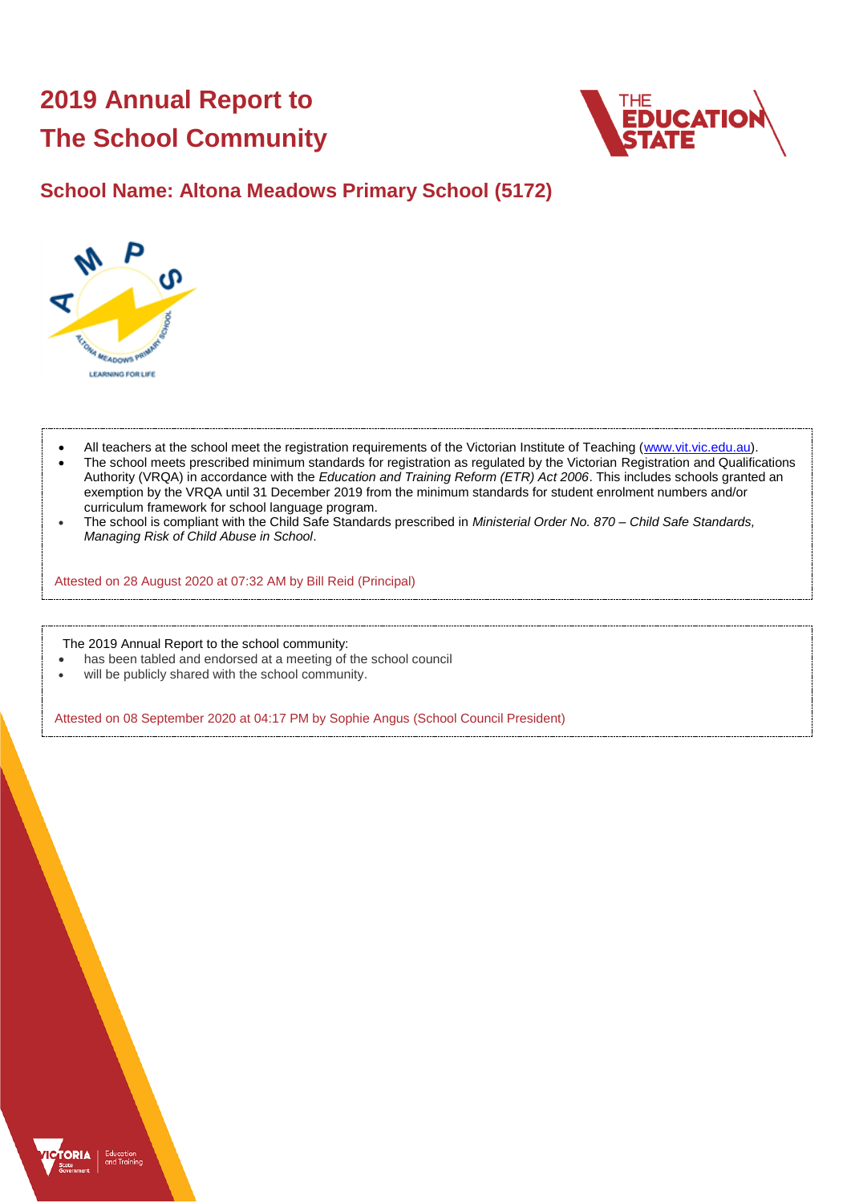# 2019 Annual Report to The School Community

## School Name: Altona Meadows Primary School (5172)

- All teachers at the school meet the registration requirements of the Victorian Institute of Teaching (www.vit.vic.edu.au).
- The school meets prescribed minimum standards for registration as regulated by the Victorian Registration and Qualifications Authority (VRQA) in accordance with the *Education and Training Reform (ETR) Act 2006*. This includes schools granted an exemption by the VRQA until 31 December 2019 from the minimum standards for student enrolment numbers and/or curriculum framework for school language program.
- The school is compliant with the Child Safe Standards prescribed in *Ministerial Order No. 870 – Child Safe Standards, Managing Risk of Child Abuse in School*.

Attested on 28 August 2020 at 07:32 AM by Bill Reid (Principal)

The 2019 Annual Report to the school community:

- has been tabled and endorsed at a meeting of the school council
- will be publicly shared with the school community.

Attested on 08 September 2020 at 04:17 PM by Sophie Angus (School Council President)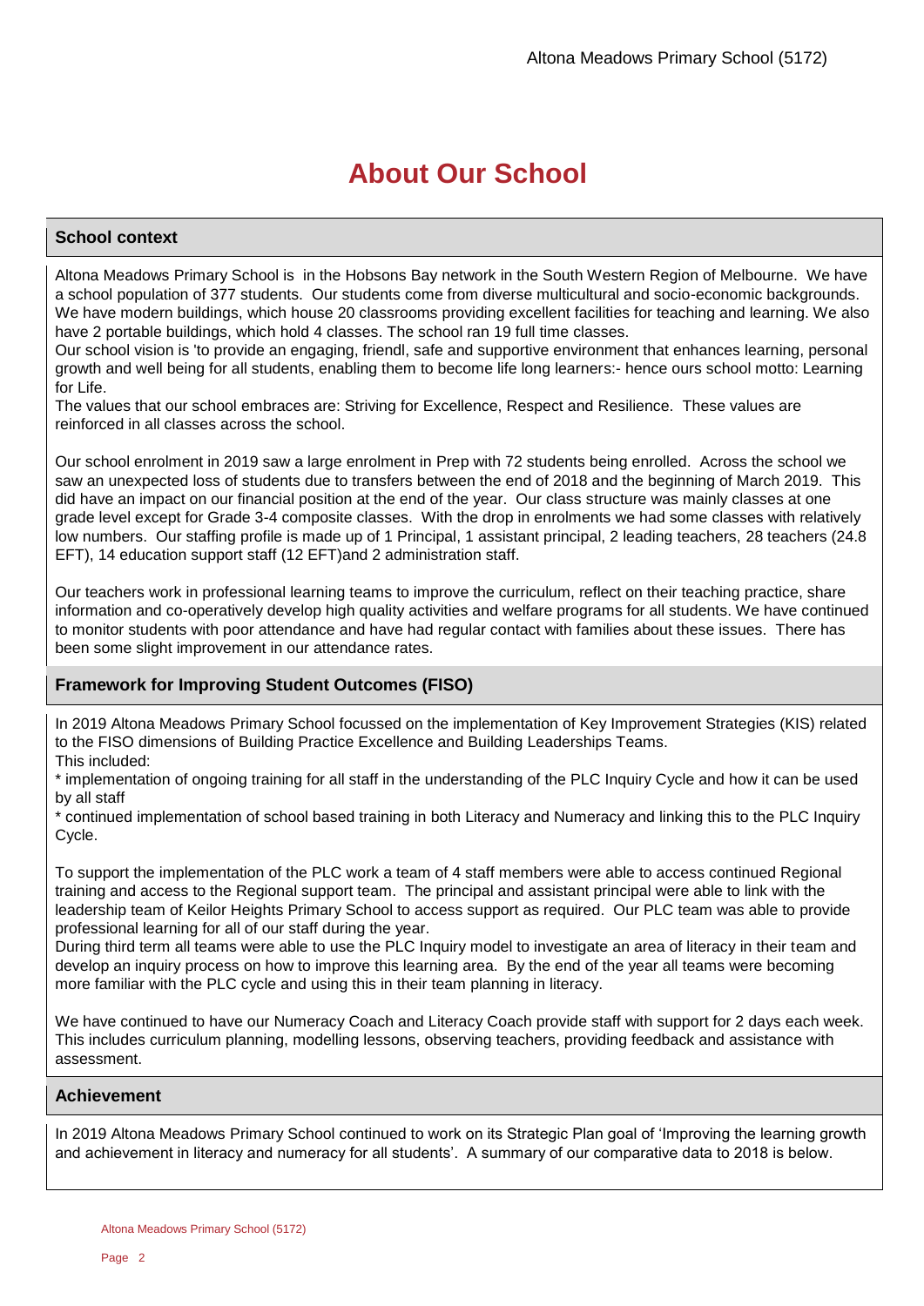# About Our School

## School context

Altona Meadows Primary School is in the Hobsons Bay network in the South Western Region of Melbourne. We have a school population of 377 students. Our students come from diverse multicultural and socio-economic backgrounds. We have modern buildings, which house 20 classrooms providing excellent facilities for teaching and learning. We also have 2 portable buildings, which hold 4 classes. The school ran 19 full time classes.

Our school vision is 'to provide an engaging, friendl, safe and supportive environment that enhances learning, personal growth and well being for all students, enabling them to become life long learners:- hence ours school motto: Learning for Life.

The values that our school embraces are: Striving for Excellence, Respect and Resilience. These values are reinforced in all classes across the school.

Our school enrolment in 2019 saw a large enrolment in Prep with 72 students being enrolled. Across the school we saw an unexpected loss of students due to transfers between the end of 2018 and the beginning of March 2019. This did have an impact on our financial position at the end of the year. Our class structure was mainly classes at one grade level except for Grade 3-4 composite classes. With the drop in enrolments we had some classes with relatively low numbers. Our staffing profile is made up of 1 Principal, 1 assistant principal, 2 leading teachers, 28 teachers (24.8 EFT), 14 education support staff (12 EFT)and 2 administration staff.

Our teachers work in professional learning teams to improve the curriculum, reflect on their teaching practice, share information and co-operatively develop high quality activities and welfare programs for all students. We have continued to monitor students with poor attendance and have had regular contact with families about these issues. There has been some slight improvement in our attendance rates.

## Framework for Improving Student Outcomes (FISO)

In 2019 Altona Meadows Primary School focussed on the implementation of Key Improvement Strategies (KIS) related to the FISO dimensions of Building Practice Excellence and Building Leaderships Teams.

This included:

* implementation of ongoing training for all staff in the understanding of the PLC Inquiry Cycle and how it can be used by all staff
* continued implementation of school based training in both Literacy and Numeracy and linking this to the PLC Inquiry Cycle.

To support the implementation of the PLC work a team of 4 staff members were able to access continued Regional training and access to the Regional support team. The principal and assistant principal were able to link with the leadership team of Keilor Heights Primary School to access support as required. Our PLC team was able to provide professional learning for all of our staff during the year.

During third term all teams were able to use the PLC Inquiry model to investigate an area of literacy in their team and develop an inquiry process on how to improve this learning area. By the end of the year all teams were becoming more familiar with the PLC cycle and using this in their team planning in literacy.

We have continued to have our Numeracy Coach and Literacy Coach provide staff with support for 2 days each week. This includes curriculum planning, modelling lessons, observing teachers, providing feedback and assistance with assessment.

## Achievement

In 2019 Altona Meadows Primary School continued to work on its Strategic Plan goal of 'Improving the learning growth and achievement in literacy and numeracy for all students'. A summary of our comparative data to 2018 is below.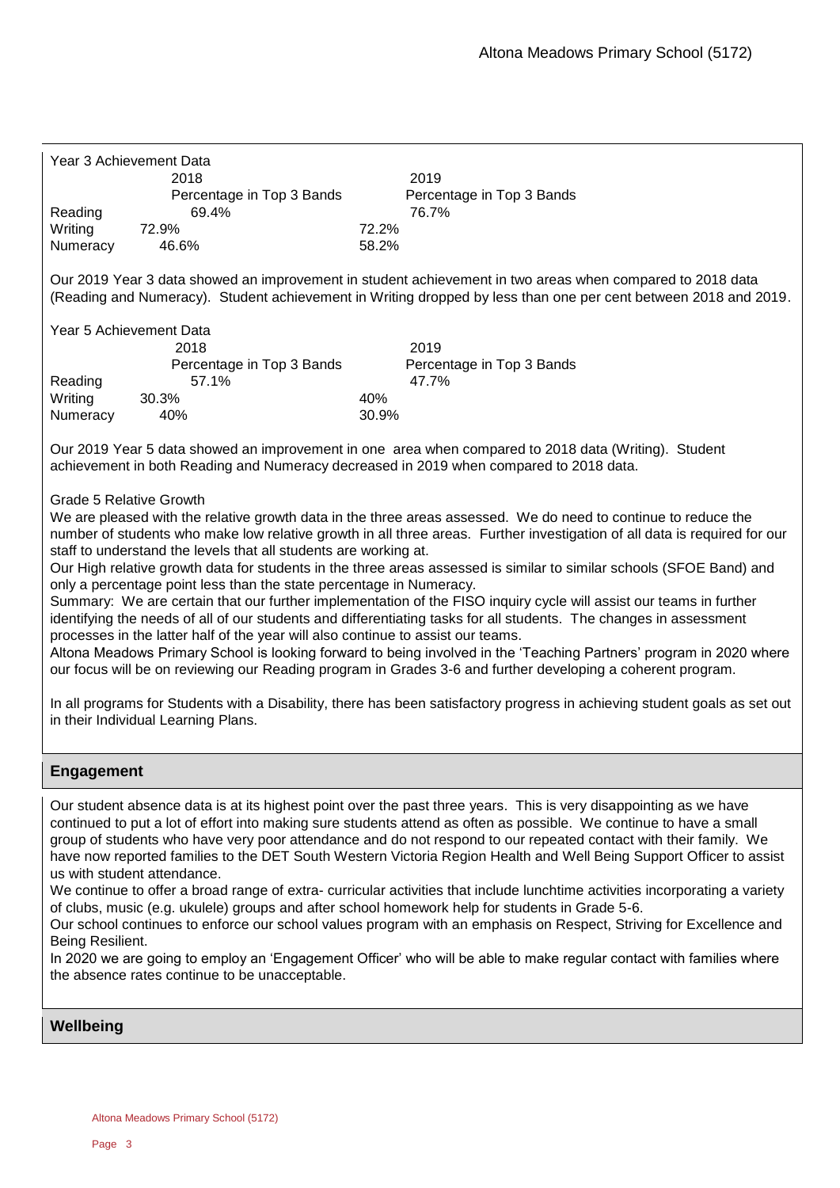Year 3 Achievement Data

| | 2018 Percentage in Top 3 Bands | 2019 Percentage in Top 3 Bands |
|---|---|---|
| Reading | 69.4% | 76.7% |
| Writing | 72.9% | 72.2% |
| Numeracy | 46.6% | 58.2% |

Our 2019 Year 3 data showed an improvement in student achievement in two areas when compared to 2018 data (Reading and Numeracy). Student achievement in Writing dropped by less than one per cent between 2018 and 2019.

Year 5 Achievement Data

| | 2018 Percentage in Top 3 Bands | 2019 Percentage in Top 3 Bands |
|---|---|---|
| Reading | 57.1% | 47.7% |
| Writing | 30.3% | 40% |
| Numeracy | 40% | 30.9% |

Our 2019 Year 5 data showed an improvement in one area when compared to 2018 data (Writing). Student achievement in both Reading and Numeracy decreased in 2019 when compared to 2018 data.

Grade 5 Relative Growth

We are pleased with the relative growth data in the three areas assessed. We do need to continue to reduce the number of students who make low relative growth in all three areas. Further investigation of all data is required for our staff to understand the levels that all students are working at.

Our High relative growth data for students in the three areas assessed is similar to similar schools (SFOE Band) and only a percentage point less than the state percentage in Numeracy.

Summary: We are certain that our further implementation of the FISO inquiry cycle will assist our teams in further identifying the needs of all of our students and differentiating tasks for all students. The changes in assessment processes in the latter half of the year will also continue to assist our teams.

Altona Meadows Primary School is looking forward to being involved in the 'Teaching Partners' program in 2020 where our focus will be on reviewing our Reading program in Grades 3-6 and further developing a coherent program.

In all programs for Students with a Disability, there has been satisfactory progress in achieving student goals as set out in their Individual Learning Plans.

## Engagement

Our student absence data is at its highest point over the past three years. This is very disappointing as we have continued to put a lot of effort into making sure students attend as often as possible. We continue to have a small group of students who have very poor attendance and do not respond to our repeated contact with their family. We have now reported families to the DET South Western Victoria Region Health and Well Being Support Officer to assist us with student attendance.

We continue to offer a broad range of extra- curricular activities that include lunchtime activities incorporating a variety of clubs, music (e.g. ukulele) groups and after school homework help for students in Grade 5-6.

Our school continues to enforce our school values program with an emphasis on Respect, Striving for Excellence and Being Resilient.

In 2020 we are going to employ an 'Engagement Officer' who will be able to make regular contact with families where the absence rates continue to be unacceptable.

## Wellbeing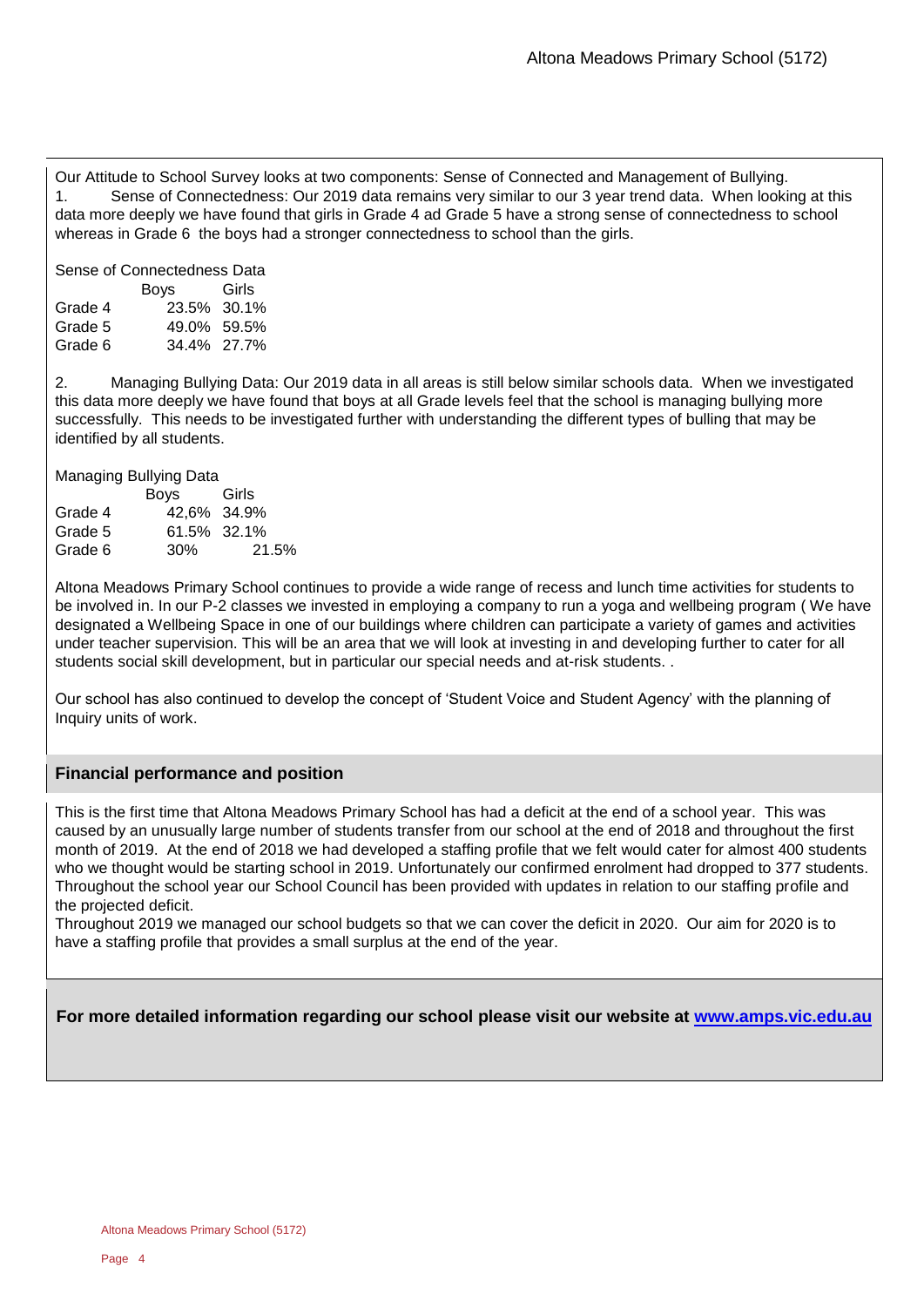Our Attitude to School Survey looks at two components: Sense of Connected and Management of Bullying.

1. Sense of Connectedness: Our 2019 data remains very similar to our 3 year trend data. When looking at this data more deeply we have found that girls in Grade 4 ad Grade 5 have a strong sense of connectedness to school whereas in Grade 6 the boys had a stronger connectedness to school than the girls.

Sense of Connectedness Data

| | Boys | Girls |
|---|---|---|
| Grade 4 | 23.5% | 30.1% |
| Grade 5 | 49.0% | 59.5% |
| Grade 6 | 34.4% | 27.7% |

2. Managing Bullying Data: Our 2019 data in all areas is still below similar schools data. When we investigated this data more deeply we have found that boys at all Grade levels feel that the school is managing bullying more successfully. This needs to be investigated further with understanding the different types of bulling that may be identified by all students.

Managing Bullying Data

| | Boys | Girls |
|---|---|---|
| Grade 4 | 42,6% | 34.9% |
| Grade 5 | 61.5% | 32.1% |
| Grade 6 | 30% | 21.5% |

Altona Meadows Primary School continues to provide a wide range of recess and lunch time activities for students to be involved in. In our P-2 classes we invested in employing a company to run a yoga and wellbeing program ( We have designated a Wellbeing Space in one of our buildings where children can participate a variety of games and activities under teacher supervision. This will be an area that we will look at investing in and developing further to cater for all students social skill development, but in particular our special needs and at-risk students. .

Our school has also continued to develop the concept of 'Student Voice and Student Agency' with the planning of Inquiry units of work.

## Financial performance and position

This is the first time that Altona Meadows Primary School has had a deficit at the end of a school year. This was caused by an unusually large number of students transfer from our school at the end of 2018 and throughout the first month of 2019. At the end of 2018 we had developed a staffing profile that we felt would cater for almost 400 students who we thought would be starting school in 2019. Unfortunately our confirmed enrolment had dropped to 377 students. Throughout the school year our School Council has been provided with updates in relation to our staffing profile and the projected deficit.
Throughout 2019 we managed our school budgets so that we can cover the deficit in 2020. Our aim for 2020 is to have a staffing profile that provides a small surplus at the end of the year.

**For more detailed information regarding our school please visit our website at [www.amps.vic.edu.au](http://www.amps.vic.edu.au)**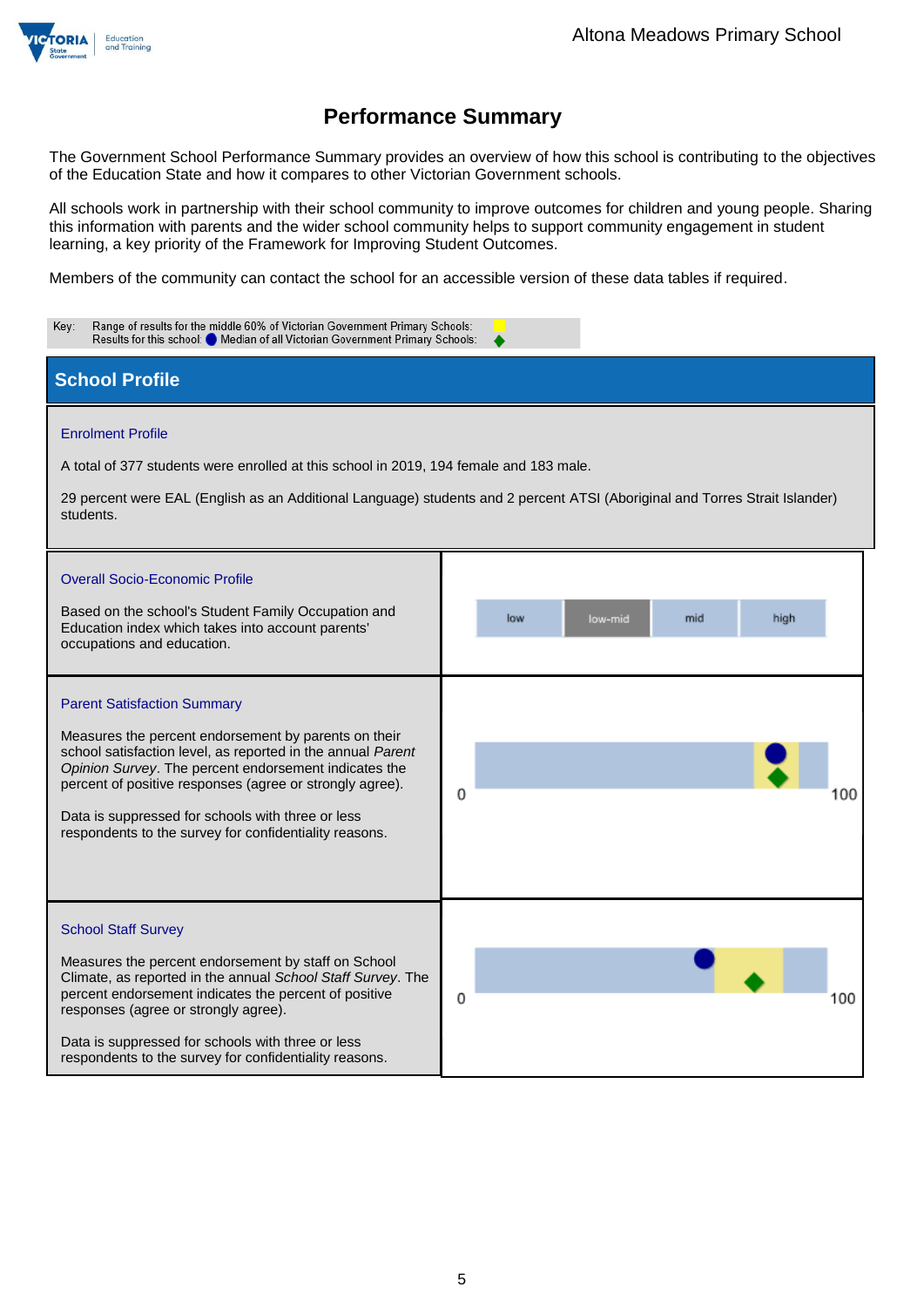# Performance Summary

The Government School Performance Summary provides an overview of how this school is contributing to the objectives of the Education State and how it compares to other Victorian Government schools.

All schools work in partnership with their school community to improve outcomes for children and young people. Sharing this information with parents and the wider school community helps to support community engagement in student learning, a key priority of the Framework for Improving Student Outcomes.

Members of the community can contact the school for an accessible version of these data tables if required.

Key: Range of results for the middle 60% of Victorian Government Primary Schools:
Results for this school: ● Median of all Victorian Government Primary Schools: ◆

## School Profile

### Enrolment Profile

A total of 377 students were enrolled at this school in 2019, 194 female and 183 male.

29 percent were EAL (English as an Additional Language) students and 2 percent ATSI (Aboriginal and Torres Strait Islander) students.

### Overall Socio-Economic Profile

Based on the school's Student Family Occupation and Education index which takes into account parents' occupations and education.

| low | low-mid | mid | high |
|---|---|---|---|

### Parent Satisfaction Summary

Measures the percent endorsement by parents on their school satisfaction level, as reported in the annual *Parent Opinion Survey*. The percent endorsement indicates the percent of positive responses (agree or strongly agree).

Data is suppressed for schools with three or less respondents to the survey for confidentiality reasons.

0 100

### School Staff Survey

Measures the percent endorsement by staff on School Climate, as reported in the annual *School Staff Survey*. The percent endorsement indicates the percent of positive responses (agree or strongly agree).

Data is suppressed for schools with three or less respondents to the survey for confidentiality reasons.

0 100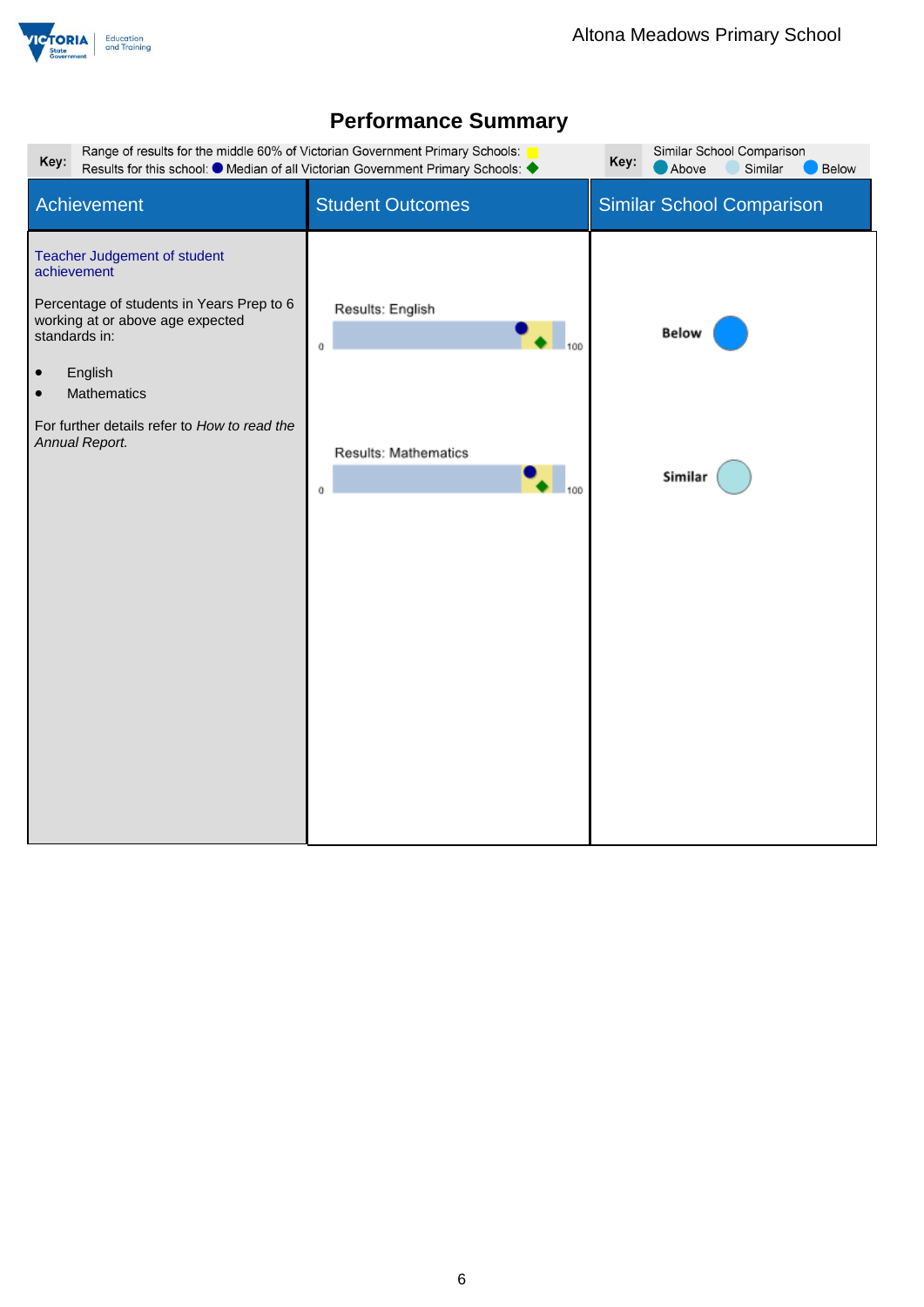# Performance Summary

**Key:** Range of results for the middle 60% of Victorian Government Primary Schools: ■
Results for this school: ● Median of all Victorian Government Primary Schools: ◆

**Key:** Similar School Comparison
● Above ● Similar ● Below

| Achievement | Student Outcomes | Similar School Comparison |
|---|---|---|
| **Teacher Judgement of student achievement**<br><br>Percentage of students in Years Prep to 6 working at or above age expected standards in:<br><br>• English<br>• Mathematics<br><br>For further details refer to *How to read the Annual Report.* | Results: English (0–100)<br><br>Results: Mathematics (0–100) | **Below**<br><br>**Similar** |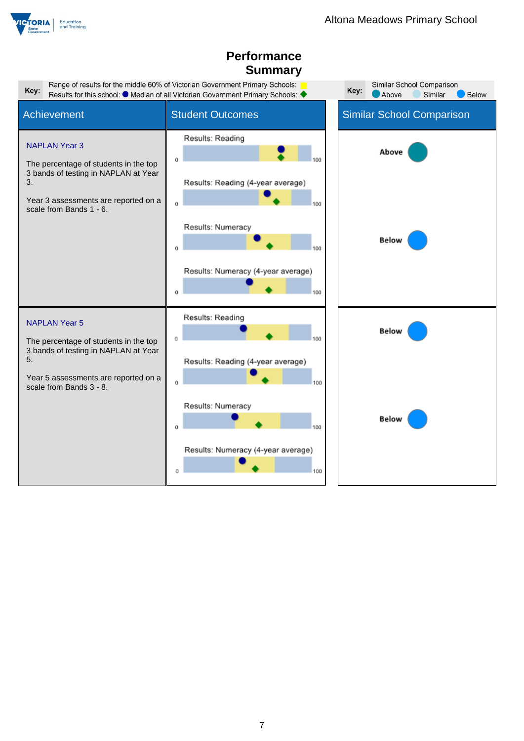# Performance Summary

**Key:** Range of results for the middle 60% of Victorian Government Primary Schools: (yellow)
Results for this school: ● Median of all Victorian Government Primary Schools: ◆

**Key:** Similar School Comparison — Above, Similar, Below

| Achievement | Student Outcomes | Similar School Comparison |
| --- | --- | --- |
| **NAPLAN Year 3**<br><br>The percentage of students in the top 3 bands of testing in NAPLAN at Year 3.<br><br>Year 3 assessments are reported on a scale from Bands 1 - 6. | Results: Reading (0–100)<br>Results: Reading (4-year average) (0–100) | Above |
| | Results: Numeracy (0–100)<br>Results: Numeracy (4-year average) (0–100) | Below |
| **NAPLAN Year 5**<br><br>The percentage of students in the top 3 bands of testing in NAPLAN at Year 5.<br><br>Year 5 assessments are reported on a scale from Bands 3 - 8. | Results: Reading (0–100)<br>Results: Reading (4-year average) (0–100) | Below |
| | Results: Numeracy (0–100)<br>Results: Numeracy (4-year average) (0–100) | Below |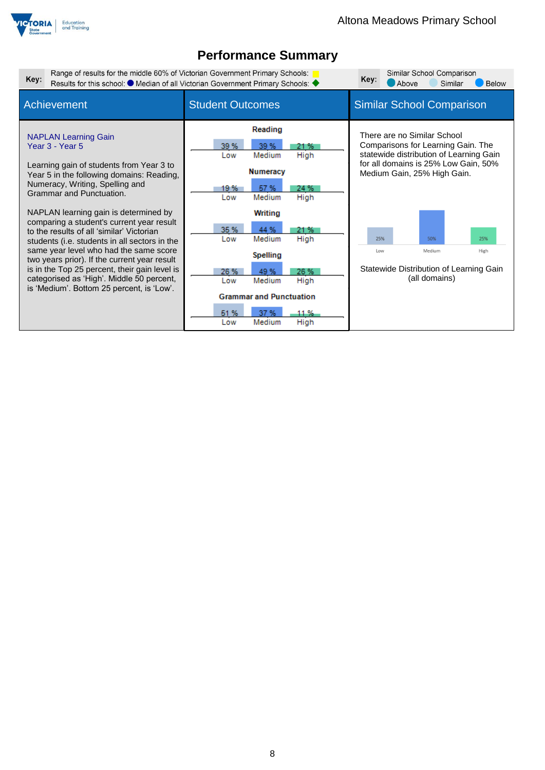# Performance Summary

**Key:** Range of results for the middle 60% of Victorian Government Primary Schools: (yellow)
Results for this school: ● Median of all Victorian Government Primary Schools: ◆

**Key:** Similar School Comparison — Above, Similar, Below

| Achievement | Student Outcomes | Similar School Comparison |
|---|---|---|
| | | |

## Achievement

**NAPLAN Learning Gain**
**Year 3 - Year 5**

Learning gain of students from Year 3 to Year 5 in the following domains: Reading, Numeracy, Writing, Spelling and Grammar and Punctuation.

NAPLAN learning gain is determined by comparing a student's current year result to the results of all 'similar' Victorian students (i.e. students in all sectors in the same year level who had the same score two years prior). If the current year result is in the Top 25 percent, their gain level is categorised as 'High'. Middle 50 percent, is 'Medium'. Bottom 25 percent, is 'Low'.

## Student Outcomes

| Domain | Low | Medium | High |
|---|---|---|---|
| Reading | 39 % | 39 % | 21 % |
| Numeracy | 19 % | 57 % | 24 % |
| Writing | 35 % | 44 % | 21 % |
| Spelling | 26 % | 49 % | 26 % |
| Grammar and Punctuation | 51 % | 37 % | 11 % |

## Similar School Comparison

There are no Similar School Comparisons for Learning Gain. The statewide distribution of Learning Gain for all domains is 25% Low Gain, 50% Medium Gain, 25% High Gain.

| Low | Medium | High |
|---|---|---|
| 25% | 50% | 25% |

Statewide Distribution of Learning Gain (all domains)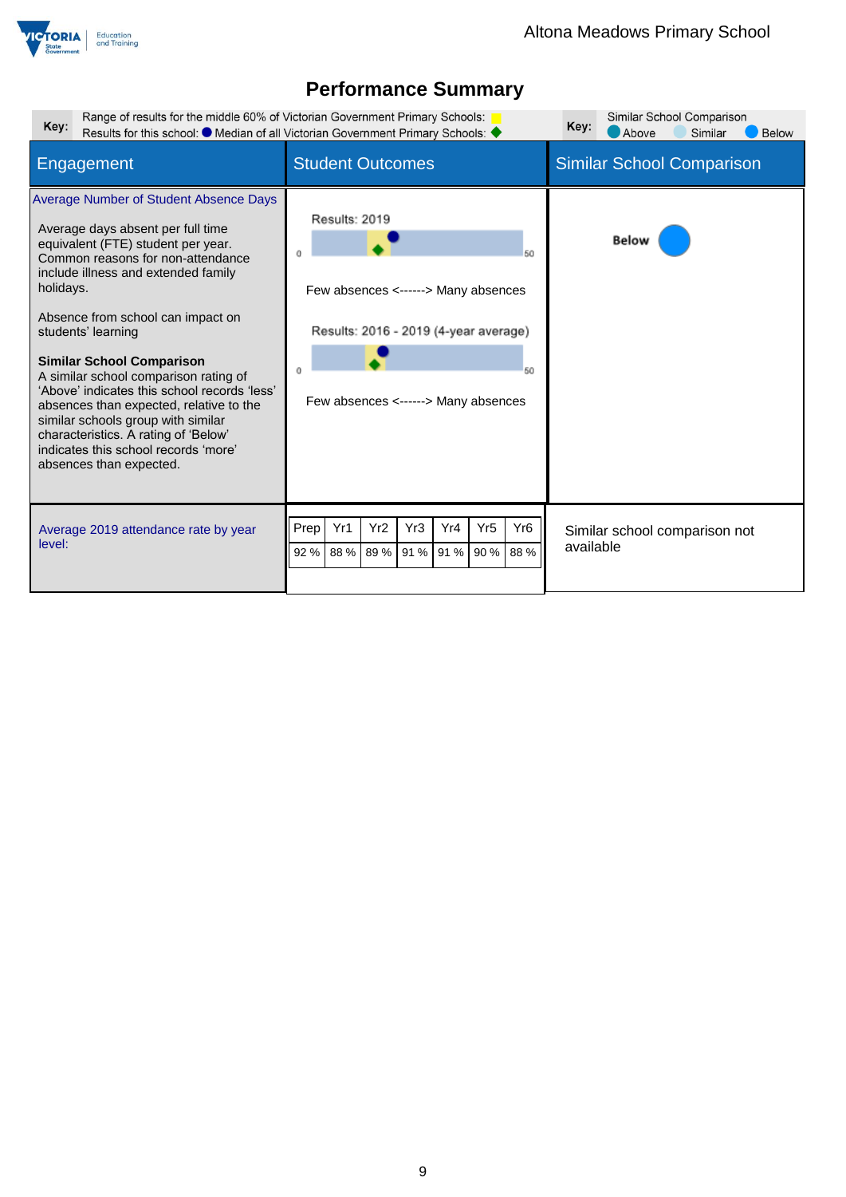# Performance Summary

**Key:** Range of results for the middle 60% of Victorian Government Primary Schools: (yellow)
Results for this school: (blue circle) Median of all Victorian Government Primary Schools: (green diamond)

**Key:** Similar School Comparison: Above, Similar, Below

| Engagement | Student Outcomes | Similar School Comparison |
|---|---|---|
| **Average Number of Student Absence Days**<br><br>Average days absent per full time equivalent (FTE) student per year. Common reasons for non-attendance include illness and extended family holidays.<br><br>Absence from school can impact on students' learning<br><br>**Similar School Comparison**<br>A similar school comparison rating of 'Above' indicates this school records 'less' absences than expected, relative to the similar schools group with similar characteristics. A rating of 'Below' indicates this school records 'more' absences than expected. | Results: 2019<br>0 – 50<br>Few absences <------> Many absences<br><br>Results: 2016 - 2019 (4-year average)<br>0 – 50<br>Few absences <------> Many absences | Below |
| Average 2019 attendance rate by year level: | Prep: 92 %, Yr1: 88 %, Yr2: 89 %, Yr3: 91 %, Yr4: 91 %, Yr5: 90 %, Yr6: 88 % | Similar school comparison not available |

| Prep | Yr1 | Yr2 | Yr3 | Yr4 | Yr5 | Yr6 |
|---|---|---|---|---|---|---|
| 92 % | 88 % | 89 % | 91 % | 91 % | 90 % | 88 % |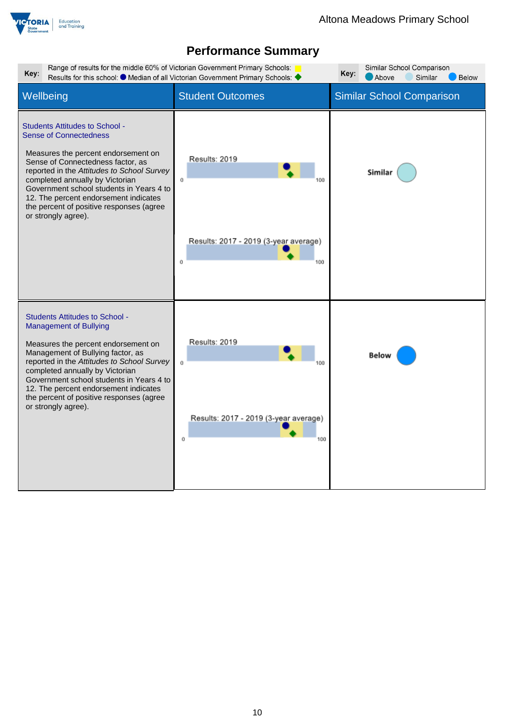# Performance Summary

**Key:** Range of results for the middle 60% of Victorian Government Primary Schools: (yellow)
Results for this school: ● Median of all Victorian Government Primary Schools: ◆

**Key:** Similar School Comparison
● Above ● Similar ● Below

| Wellbeing | Student Outcomes | Similar School Comparison |
|---|---|---|
| **Students Attitudes to School - Sense of Connectedness**<br><br>Measures the percent endorsement on Sense of Connectedness factor, as reported in the *Attitudes to School Survey* completed annually by Victorian Government school students in Years 4 to 12. The percent endorsement indicates the percent of positive responses (agree or strongly agree). | Results: 2019 (0–100)<br><br>Results: 2017 - 2019 (3-year average) (0–100) | Similar |
| **Students Attitudes to School - Management of Bullying**<br><br>Measures the percent endorsement on Management of Bullying factor, as reported in the *Attitudes to School Survey* completed annually by Victorian Government school students in Years 4 to 12. The percent endorsement indicates the percent of positive responses (agree or strongly agree). | Results: 2019 (0–100)<br><br>Results: 2017 - 2019 (3-year average) (0–100) | Below |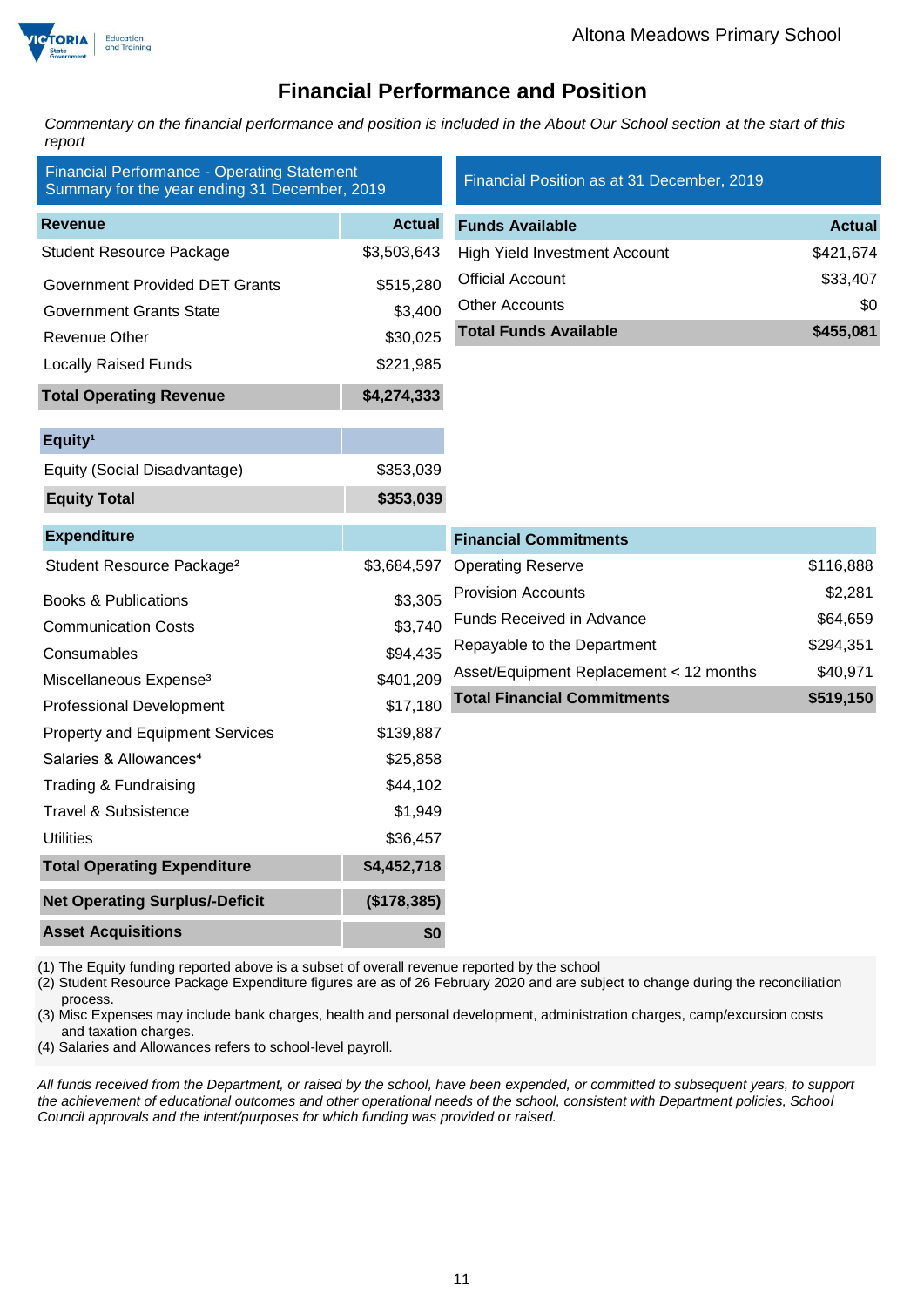# Financial Performance and Position

*Commentary on the financial performance and position is included in the About Our School section at the start of this report*

**Financial Performance - Operating Statement Summary for the year ending 31 December, 2019**

| Revenue | Actual |
|---|---|
| Student Resource Package | $3,503,643 |
| Government Provided DET Grants | $515,280 |
| Government Grants State | $3,400 |
| Revenue Other | $30,025 |
| Locally Raised Funds | $221,985 |
| **Total Operating Revenue** | **$4,274,333** |

| Equity[1] | |
|---|---|
| Equity (Social Disadvantage) | $353,039 |
| **Equity Total** | **$353,039** |

| Expenditure | |
|---|---|
| Student Resource Package[2] | $3,684,597 |
| Books & Publications | $3,305 |
| Communication Costs | $3,740 |
| Consumables | $94,435 |
| Miscellaneous Expense[3] | $401,209 |
| Professional Development | $17,180 |
| Property and Equipment Services | $139,887 |
| Salaries & Allowances[4] | $25,858 |
| Trading & Fundraising | $44,102 |
| Travel & Subsistence | $1,949 |
| Utilities | $36,457 |
| **Total Operating Expenditure** | **$4,452,718** |
| **Net Operating Surplus/-Deficit** | **($178,385)** |
| **Asset Acquisitions** | **$0** |

**Financial Position as at 31 December, 2019**

| Funds Available | Actual |
|---|---|
| High Yield Investment Account | $421,674 |
| Official Account | $33,407 |
| Other Accounts | $0 |
| **Total Funds Available** | **$455,081** |

| Financial Commitments | |
|---|---|
| Operating Reserve | $116,888 |
| Provision Accounts | $2,281 |
| Funds Received in Advance | $64,659 |
| Repayable to the Department | $294,351 |
| Asset/Equipment Replacement < 12 months | $40,971 |
| **Total Financial Commitments** | **$519,150** |

(1) The Equity funding reported above is a subset of overall revenue reported by the school
(2) Student Resource Package Expenditure figures are as of 26 February 2020 and are subject to change during the reconciliation process.
(3) Misc Expenses may include bank charges, health and personal development, administration charges, camp/excursion costs and taxation charges.
(4) Salaries and Allowances refers to school-level payroll.

*All funds received from the Department, or raised by the school, have been expended, or committed to subsequent years, to support the achievement of educational outcomes and other operational needs of the school, consistent with Department policies, School Council approvals and the intent/purposes for which funding was provided or raised.*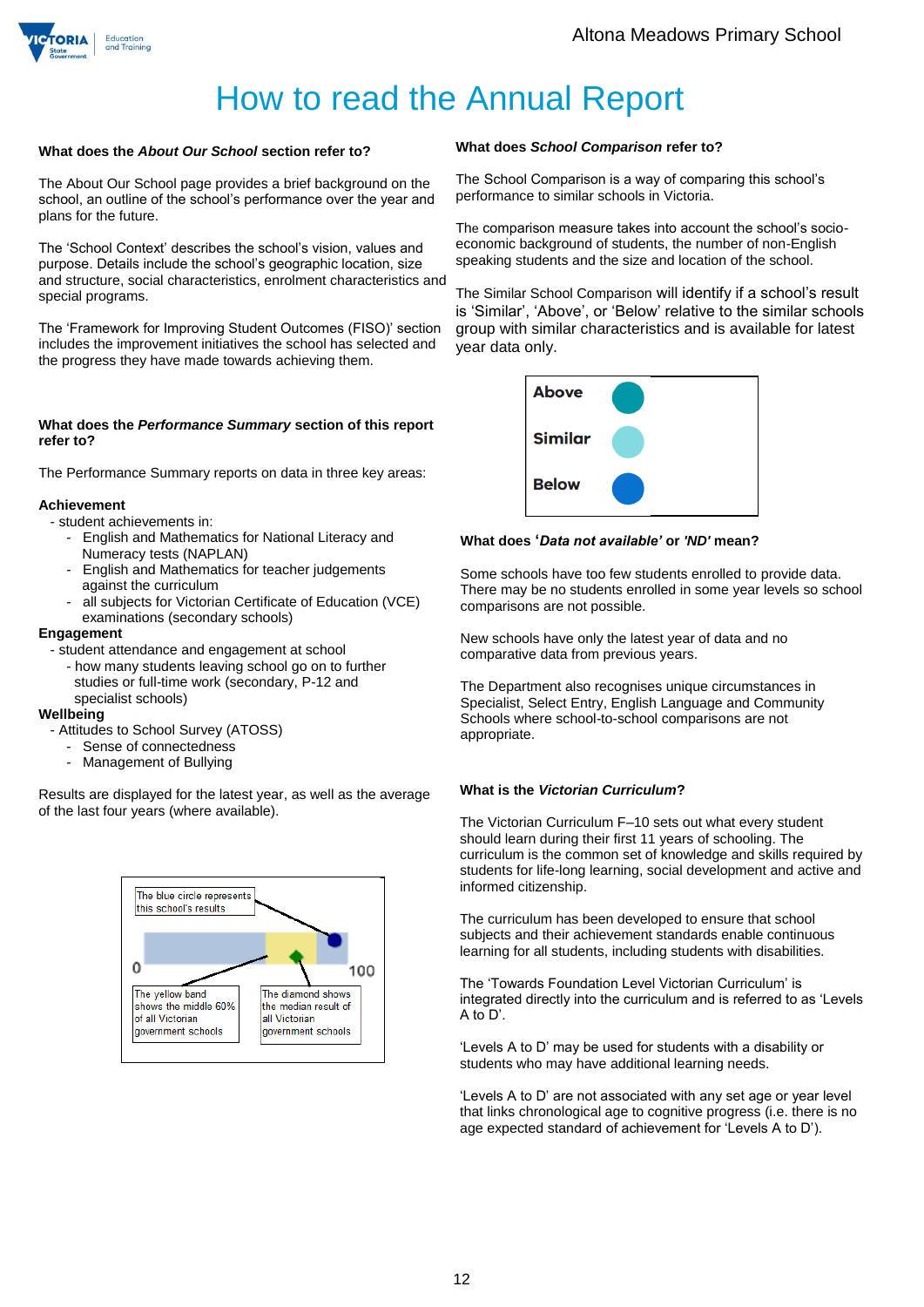# How to read the Annual Report

### What does the *About Our School* section refer to?

The About Our School page provides a brief background on the school, an outline of the school's performance over the year and plans for the future.

The 'School Context' describes the school's vision, values and purpose. Details include the school's geographic location, size and structure, social characteristics, enrolment characteristics and special programs.

The 'Framework for Improving Student Outcomes (FISO)' section includes the improvement initiatives the school has selected and the progress they have made towards achieving them.

### What does the *Performance Summary* section of this report refer to?

The Performance Summary reports on data in three key areas:

**Achievement**

- student achievements in:
  - English and Mathematics for National Literacy and Numeracy tests (NAPLAN)
  - English and Mathematics for teacher judgements against the curriculum
  - all subjects for Victorian Certificate of Education (VCE) examinations (secondary schools)

**Engagement**

- student attendance and engagement at school
  - how many students leaving school go on to further studies or full-time work (secondary, P-12 and specialist schools)

**Wellbeing**

- Attitudes to School Survey (ATOSS)
  - Sense of connectedness
  - Management of Bullying

Results are displayed for the latest year, as well as the average of the last four years (where available).

The blue circle represents this school's results

0

100

The yellow band shows the middle 60% of all Victorian government schools

The diamond shows the median result of all Victorian government schools

### What does *School Comparison* refer to?

The School Comparison is a way of comparing this school's performance to similar schools in Victoria.

The comparison measure takes into account the school's socio-economic background of students, the number of non-English speaking students and the size and location of the school.

The Similar School Comparison will identify if a school's result is 'Similar', 'Above', or 'Below' relative to the similar schools group with similar characteristics and is available for latest year data only.

Above

Similar

Below

### What does '*Data not available*' or '*ND*' mean?

Some schools have too few students enrolled to provide data. There may be no students enrolled in some year levels so school comparisons are not possible.

New schools have only the latest year of data and no comparative data from previous years.

The Department also recognises unique circumstances in Specialist, Select Entry, English Language and Community Schools where school-to-school comparisons are not appropriate.

### What is the *Victorian Curriculum*?

The Victorian Curriculum F–10 sets out what every student should learn during their first 11 years of schooling. The curriculum is the common set of knowledge and skills required by students for life-long learning, social development and active and informed citizenship.

The curriculum has been developed to ensure that school subjects and their achievement standards enable continuous learning for all students, including students with disabilities.

The 'Towards Foundation Level Victorian Curriculum' is integrated directly into the curriculum and is referred to as 'Levels A to D'.

'Levels A to D' may be used for students with a disability or students who may have additional learning needs.

'Levels A to D' are not associated with any set age or year level that links chronological age to cognitive progress (i.e. there is no age expected standard of achievement for 'Levels A to D').